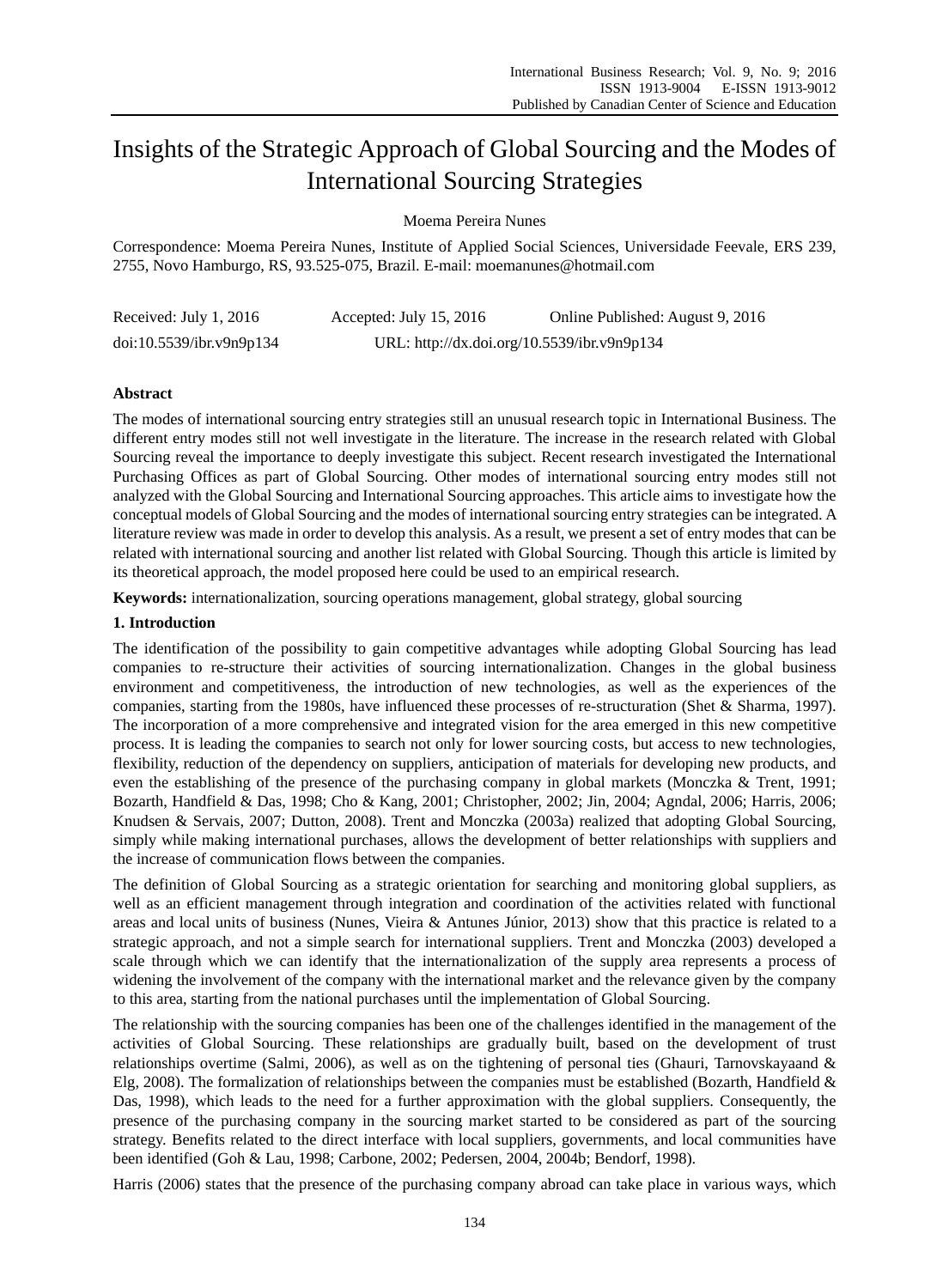# Insights of the Strategic Approach of Global Sourcing and the Modes of International Sourcing Strategies

Moema Pereira Nunes

Correspondence: Moema Pereira Nunes, Institute of Applied Social Sciences, Universidade Feevale, ERS 239, 2755, Novo Hamburgo, RS, 93.525-075, Brazil. E-mail: moemanunes@hotmail.com

Received: July 1, 2016 Accepted: July 15, 2016 Online Published: August 9, 2016

doi:10.5539/ibr.v9n9p134 URL: http://dx.doi.org/10.5539/ibr.v9n9p134

## Abstract

The modes of international sourcing entry strategies still an unusual research topic in International Business. The different entry modes still not well investigate in the literature. The increase in the research related with Global Sourcing reveal the importance to deeply investigate this subject. Recent research investigated the International Purchasing Offices as part of Global Sourcing. Other modes of international sourcing entry modes still not analyzed with the Global Sourcing and International Sourcing approaches. This article aims to investigate how the conceptual models of Global Sourcing and the modes of international sourcing entry strategies can be integrated. A literature review was made in order to develop this analysis. As a result, we present a set of entry modes that can be related with international sourcing and another list related with Global Sourcing. Though this article is limited by its theoretical approach, the model proposed here could be used to an empirical research.

**Keywords:** internationalization, sourcing operations management, global strategy, global sourcing

## 1. Introduction

The identification of the possibility to gain competitive advantages while adopting Global Sourcing has lead companies to re-structure their activities of sourcing internationalization. Changes in the global business environment and competitiveness, the introduction of new technologies, as well as the experiences of the companies, starting from the 1980s, have influenced these processes of re-structuration (Shet & Sharma, 1997). The incorporation of a more comprehensive and integrated vision for the area emerged in this new competitive process. It is leading the companies to search not only for lower sourcing costs, but access to new technologies, flexibility, reduction of the dependency on suppliers, anticipation of materials for developing new products, and even the establishing of the presence of the purchasing company in global markets (Monczka & Trent, 1991; Bozarth, Handfield & Das, 1998; Cho & Kang, 2001; Christopher, 2002; Jin, 2004; Agndal, 2006; Harris, 2006; Knudsen & Servais, 2007; Dutton, 2008). Trent and Monczka (2003a) realized that adopting Global Sourcing, simply while making international purchases, allows the development of better relationships with suppliers and the increase of communication flows between the companies.

The definition of Global Sourcing as a strategic orientation for searching and monitoring global suppliers, as well as an efficient management through integration and coordination of the activities related with functional areas and local units of business (Nunes, Vieira & Antunes Júnior, 2013) show that this practice is related to a strategic approach, and not a simple search for international suppliers. Trent and Monczka (2003) developed a scale through which we can identify that the internationalization of the supply area represents a process of widening the involvement of the company with the international market and the relevance given by the company to this area, starting from the national purchases until the implementation of Global Sourcing.

The relationship with the sourcing companies has been one of the challenges identified in the management of the activities of Global Sourcing. These relationships are gradually built, based on the development of trust relationships overtime (Salmi, 2006), as well as on the tightening of personal ties (Ghauri, Tarnovskayaand & Elg, 2008). The formalization of relationships between the companies must be established (Bozarth, Handfield & Das, 1998), which leads to the need for a further approximation with the global suppliers. Consequently, the presence of the purchasing company in the sourcing market started to be considered as part of the sourcing strategy. Benefits related to the direct interface with local suppliers, governments, and local communities have been identified (Goh & Lau, 1998; Carbone, 2002; Pedersen, 2004, 2004b; Bendorf, 1998).

Harris (2006) states that the presence of the purchasing company abroad can take place in various ways, which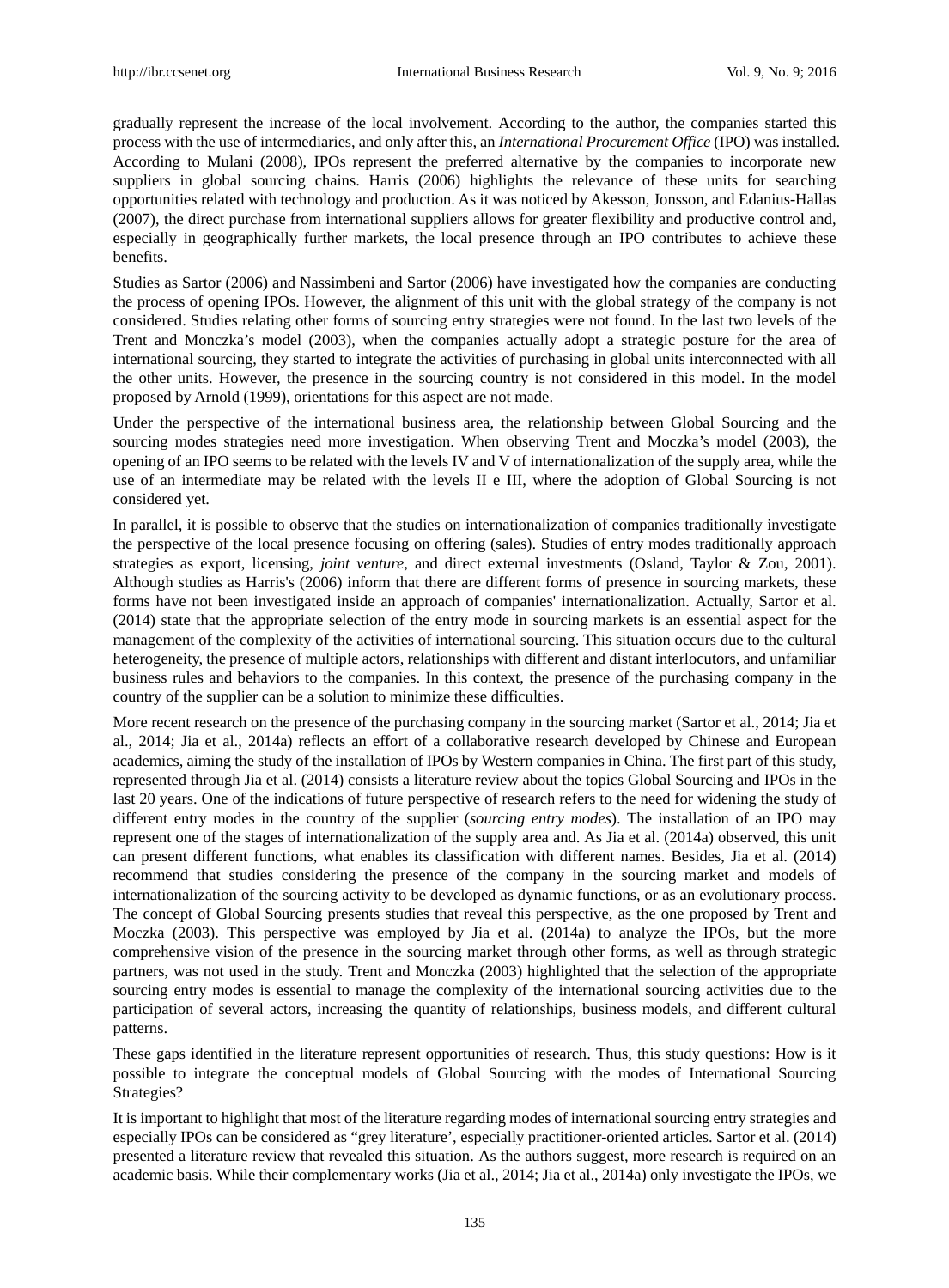gradually represent the increase of the local involvement. According to the author, the companies started this process with the use of intermediaries, and only after this, an *International Procurement Office* (IPO) was installed. According to Mulani (2008), IPOs represent the preferred alternative by the companies to incorporate new suppliers in global sourcing chains. Harris (2006) highlights the relevance of these units for searching opportunities related with technology and production. As it was noticed by Akesson, Jonsson, and Edanius-Hallas (2007), the direct purchase from international suppliers allows for greater flexibility and productive control and, especially in geographically further markets, the local presence through an IPO contributes to achieve these benefits.

Studies as Sartor (2006) and Nassimbeni and Sartor (2006) have investigated how the companies are conducting the process of opening IPOs. However, the alignment of this unit with the global strategy of the company is not considered. Studies relating other forms of sourcing entry strategies were not found. In the last two levels of the Trent and Monczka's model (2003), when the companies actually adopt a strategic posture for the area of international sourcing, they started to integrate the activities of purchasing in global units interconnected with all the other units. However, the presence in the sourcing country is not considered in this model. In the model proposed by Arnold (1999), orientations for this aspect are not made.

Under the perspective of the international business area, the relationship between Global Sourcing and the sourcing modes strategies need more investigation. When observing Trent and Moczka's model (2003), the opening of an IPO seems to be related with the levels IV and V of internationalization of the supply area, while the use of an intermediate may be related with the levels II e III, where the adoption of Global Sourcing is not considered yet.

In parallel, it is possible to observe that the studies on internationalization of companies traditionally investigate the perspective of the local presence focusing on offering (sales). Studies of entry modes traditionally approach strategies as export, licensing, *joint venture*, and direct external investments (Osland, Taylor & Zou, 2001). Although studies as Harris's (2006) inform that there are different forms of presence in sourcing markets, these forms have not been investigated inside an approach of companies' internationalization. Actually, Sartor et al. (2014) state that the appropriate selection of the entry mode in sourcing markets is an essential aspect for the management of the complexity of the activities of international sourcing. This situation occurs due to the cultural heterogeneity, the presence of multiple actors, relationships with different and distant interlocutors, and unfamiliar business rules and behaviors to the companies. In this context, the presence of the purchasing company in the country of the supplier can be a solution to minimize these difficulties.

More recent research on the presence of the purchasing company in the sourcing market (Sartor et al., 2014; Jia et al., 2014; Jia et al., 2014a) reflects an effort of a collaborative research developed by Chinese and European academics, aiming the study of the installation of IPOs by Western companies in China. The first part of this study, represented through Jia et al. (2014) consists a literature review about the topics Global Sourcing and IPOs in the last 20 years. One of the indications of future perspective of research refers to the need for widening the study of different entry modes in the country of the supplier (*sourcing entry modes*). The installation of an IPO may represent one of the stages of internationalization of the supply area and. As Jia et al. (2014a) observed, this unit can present different functions, what enables its classification with different names. Besides, Jia et al. (2014) recommend that studies considering the presence of the company in the sourcing market and models of internationalization of the sourcing activity to be developed as dynamic functions, or as an evolutionary process. The concept of Global Sourcing presents studies that reveal this perspective, as the one proposed by Trent and Moczka (2003). This perspective was employed by Jia et al. (2014a) to analyze the IPOs, but the more comprehensive vision of the presence in the sourcing market through other forms, as well as through strategic partners, was not used in the study. Trent and Monczka (2003) highlighted that the selection of the appropriate sourcing entry modes is essential to manage the complexity of the international sourcing activities due to the participation of several actors, increasing the quantity of relationships, business models, and different cultural patterns.

These gaps identified in the literature represent opportunities of research. Thus, this study questions: How is it possible to integrate the conceptual models of Global Sourcing with the modes of International Sourcing Strategies?

It is important to highlight that most of the literature regarding modes of international sourcing entry strategies and especially IPOs can be considered as "grey literature', especially practitioner-oriented articles. Sartor et al. (2014) presented a literature review that revealed this situation. As the authors suggest, more research is required on an academic basis. While their complementary works (Jia et al., 2014; Jia et al., 2014a) only investigate the IPOs, we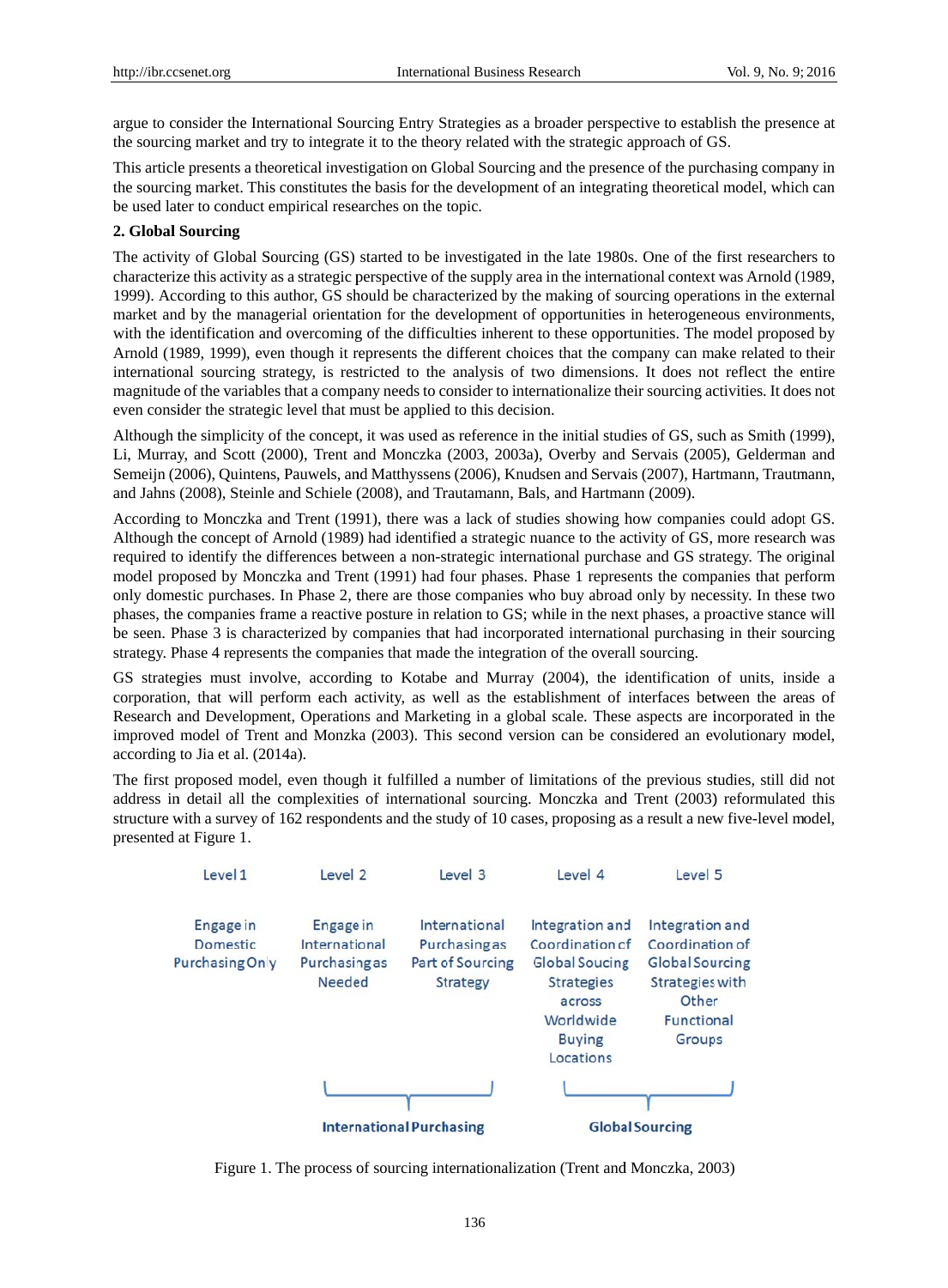argue to consider the International Sourcing Entry Strategies as a broader perspective to establish the presence at the sourcing market and try to integrate it to the theory related with the strategic approach of GS.

This article presents a theoretical investigation on Global Sourcing and the presence of the purchasing company in the sourcing market. This constitutes the basis for the development of an integrating theoretical model, which can be used later to conduct empirical researches on the topic.

## 2. Global Sourcing

The activity of Global Sourcing (GS) started to be investigated in the late 1980s. One of the first researchers to characterize this activity as a strategic perspective of the supply area in the international context was Arnold (1989, 1999). According to this author, GS should be characterized by the making of sourcing operations in the external market and by the managerial orientation for the development of opportunities in heterogeneous environments, with the identification and overcoming of the difficulties inherent to these opportunities. The model proposed by Arnold (1989, 1999), even though it represents the different choices that the company can make related to their international sourcing strategy, is restricted to the analysis of two dimensions. It does not reflect the entire magnitude of the variables that a company needs to consider to internationalize their sourcing activities. It does not even consider the strategic level that must be applied to this decision.

Although the simplicity of the concept, it was used as reference in the initial studies of GS, such as Smith (1999), Li, Murray, and Scott (2000), Trent and Monczka (2003, 2003a), Overby and Servais (2005), Gelderman and Semeijn (2006), Quintens, Pauwels, and Matthyssens (2006), Knudsen and Servais (2007), Hartmann, Trautmann, and Jahns (2008), Steinle and Schiele (2008), and Trautamann, Bals, and Hartmann (2009).

According to Monczka and Trent (1991), there was a lack of studies showing how companies could adopt GS. Although the concept of Arnold (1989) had identified a strategic nuance to the activity of GS, more research was required to identify the differences between a non-strategic international purchase and GS strategy. The original model proposed by Monczka and Trent (1991) had four phases. Phase 1 represents the companies that perform only domestic purchases. In Phase 2, there are those companies who buy abroad only by necessity. In these two phases, the companies frame a reactive posture in relation to GS; while in the next phases, a proactive stance will be seen. Phase 3 is characterized by companies that had incorporated international purchasing in their sourcing strategy. Phase 4 represents the companies that made the integration of the overall sourcing.

GS strategies must involve, according to Kotabe and Murray (2004), the identification of units, inside a corporation, that will perform each activity, as well as the establishment of interfaces between the areas of Research and Development, Operations and Marketing in a global scale. These aspects are incorporated in the improved model of Trent and Monzka (2003). This second version can be considered an evolutionary model, according to Jia et al. (2014a).

The first proposed model, even though it fulfilled a number of limitations of the previous studies, still did not address in detail all the complexities of international sourcing. Monczka and Trent (2003) reformulated this structure with a survey of 162 respondents and the study of 10 cases, proposing as a result a new five-level model, presented at Figure 1.

| Level 1 | Level 2 | Level 3 | Level 4 | Level 5 |
|---|---|---|---|---|
| Engage in Domestic Purchasing Only | Engage in International Purchasing as Needed | International Purchasing as Part of Sourcing Strategy | Integration and Coordination of Global Soucing Strategies across Worldwide Buying Locations | Integration and Coordination of Global Sourcing Strategies with Other Functional Groups |
| | International Purchasing | | Global Sourcing | |

Figure 1. The process of sourcing internationalization (Trent and Monczka, 2003)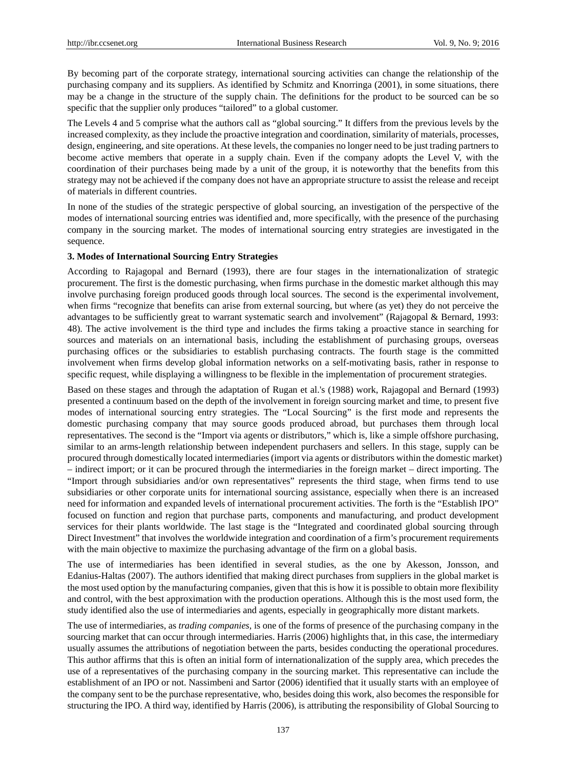By becoming part of the corporate strategy, international sourcing activities can change the relationship of the purchasing company and its suppliers. As identified by Schmitz and Knorringa (2001), in some situations, there may be a change in the structure of the supply chain. The definitions for the product to be sourced can be so specific that the supplier only produces "tailored" to a global customer.

The Levels 4 and 5 comprise what the authors call as "global sourcing." It differs from the previous levels by the increased complexity, as they include the proactive integration and coordination, similarity of materials, processes, design, engineering, and site operations. At these levels, the companies no longer need to be just trading partners to become active members that operate in a supply chain. Even if the company adopts the Level V, with the coordination of their purchases being made by a unit of the group, it is noteworthy that the benefits from this strategy may not be achieved if the company does not have an appropriate structure to assist the release and receipt of materials in different countries.

In none of the studies of the strategic perspective of global sourcing, an investigation of the perspective of the modes of international sourcing entries was identified and, more specifically, with the presence of the purchasing company in the sourcing market. The modes of international sourcing entry strategies are investigated in the sequence.

### 3. Modes of International Sourcing Entry Strategies

According to Rajagopal and Bernard (1993), there are four stages in the internationalization of strategic procurement. The first is the domestic purchasing, when firms purchase in the domestic market although this may involve purchasing foreign produced goods through local sources. The second is the experimental involvement, when firms "recognize that benefits can arise from external sourcing, but where (as yet) they do not perceive the advantages to be sufficiently great to warrant systematic search and involvement" (Rajagopal & Bernard, 1993: 48). The active involvement is the third type and includes the firms taking a proactive stance in searching for sources and materials on an international basis, including the establishment of purchasing groups, overseas purchasing offices or the subsidiaries to establish purchasing contracts. The fourth stage is the committed involvement when firms develop global information networks on a self-motivating basis, rather in response to specific request, while displaying a willingness to be flexible in the implementation of procurement strategies.

Based on these stages and through the adaptation of Rugan et al.'s (1988) work, Rajagopal and Bernard (1993) presented a continuum based on the depth of the involvement in foreign sourcing market and time, to present five modes of international sourcing entry strategies. The "Local Sourcing" is the first mode and represents the domestic purchasing company that may source goods produced abroad, but purchases them through local representatives. The second is the "Import via agents or distributors," which is, like a simple offshore purchasing, similar to an arms-length relationship between independent purchasers and sellers. In this stage, supply can be procured through domestically located intermediaries (import via agents or distributors within the domestic market) – indirect import; or it can be procured through the intermediaries in the foreign market – direct importing. The "Import through subsidiaries and/or own representatives" represents the third stage, when firms tend to use subsidiaries or other corporate units for international sourcing assistance, especially when there is an increased need for information and expanded levels of international procurement activities. The forth is the "Establish IPO" focused on function and region that purchase parts, components and manufacturing, and product development services for their plants worldwide. The last stage is the "Integrated and coordinated global sourcing through Direct Investment" that involves the worldwide integration and coordination of a firm's procurement requirements with the main objective to maximize the purchasing advantage of the firm on a global basis.

The use of intermediaries has been identified in several studies, as the one by Akesson, Jonsson, and Edanius-Haltas (2007). The authors identified that making direct purchases from suppliers in the global market is the most used option by the manufacturing companies, given that this is how it is possible to obtain more flexibility and control, with the best approximation with the production operations. Although this is the most used form, the study identified also the use of intermediaries and agents, especially in geographically more distant markets.

The use of intermediaries, as *trading companies*, is one of the forms of presence of the purchasing company in the sourcing market that can occur through intermediaries. Harris (2006) highlights that, in this case, the intermediary usually assumes the attributions of negotiation between the parts, besides conducting the operational procedures. This author affirms that this is often an initial form of internationalization of the supply area, which precedes the use of a representatives of the purchasing company in the sourcing market. This representative can include the establishment of an IPO or not. Nassimbeni and Sartor (2006) identified that it usually starts with an employee of the company sent to be the purchase representative, who, besides doing this work, also becomes the responsible for structuring the IPO. A third way, identified by Harris (2006), is attributing the responsibility of Global Sourcing to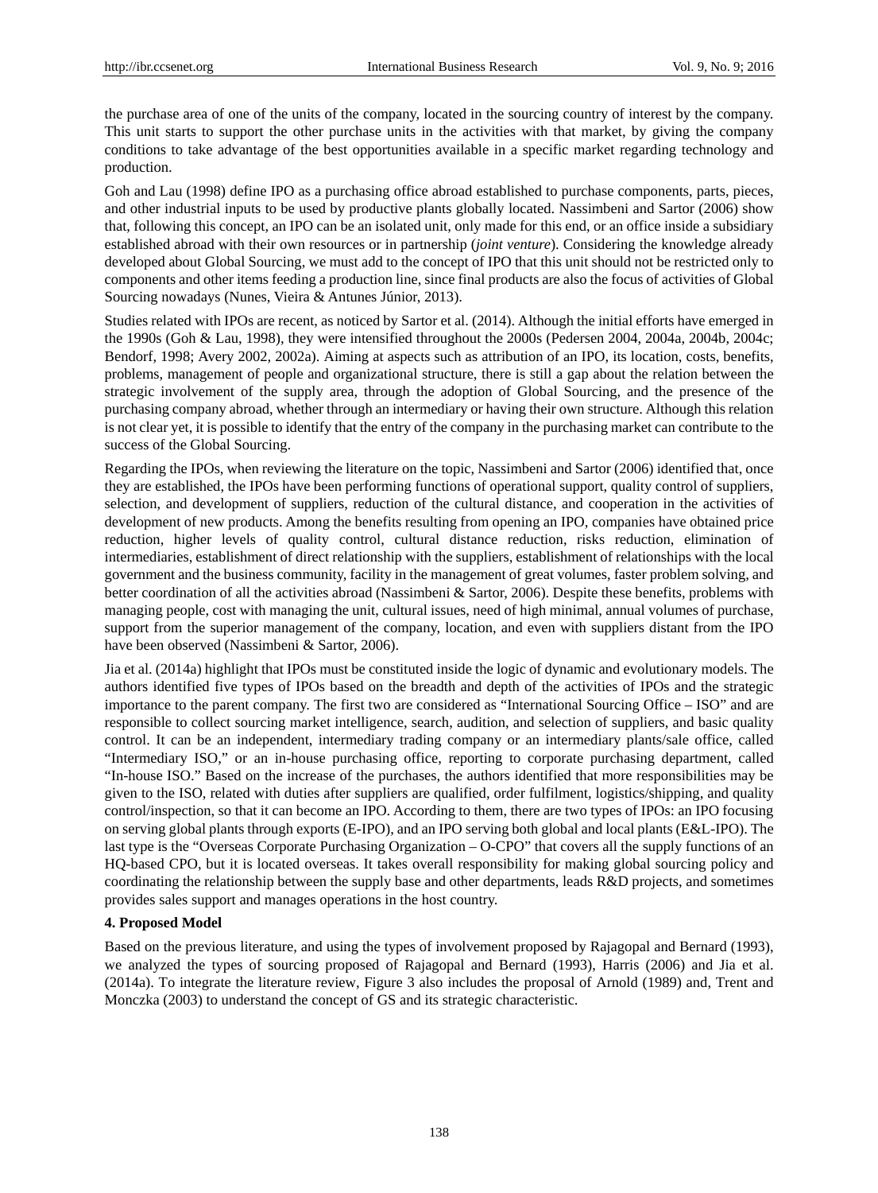the purchase area of one of the units of the company, located in the sourcing country of interest by the company. This unit starts to support the other purchase units in the activities with that market, by giving the company conditions to take advantage of the best opportunities available in a specific market regarding technology and production.

Goh and Lau (1998) define IPO as a purchasing office abroad established to purchase components, parts, pieces, and other industrial inputs to be used by productive plants globally located. Nassimbeni and Sartor (2006) show that, following this concept, an IPO can be an isolated unit, only made for this end, or an office inside a subsidiary established abroad with their own resources or in partnership (*joint venture*). Considering the knowledge already developed about Global Sourcing, we must add to the concept of IPO that this unit should not be restricted only to components and other items feeding a production line, since final products are also the focus of activities of Global Sourcing nowadays (Nunes, Vieira & Antunes Júnior, 2013).

Studies related with IPOs are recent, as noticed by Sartor et al. (2014). Although the initial efforts have emerged in the 1990s (Goh & Lau, 1998), they were intensified throughout the 2000s (Pedersen 2004, 2004a, 2004b, 2004c; Bendorf, 1998; Avery 2002, 2002a). Aiming at aspects such as attribution of an IPO, its location, costs, benefits, problems, management of people and organizational structure, there is still a gap about the relation between the strategic involvement of the supply area, through the adoption of Global Sourcing, and the presence of the purchasing company abroad, whether through an intermediary or having their own structure. Although this relation is not clear yet, it is possible to identify that the entry of the company in the purchasing market can contribute to the success of the Global Sourcing.

Regarding the IPOs, when reviewing the literature on the topic, Nassimbeni and Sartor (2006) identified that, once they are established, the IPOs have been performing functions of operational support, quality control of suppliers, selection, and development of suppliers, reduction of the cultural distance, and cooperation in the activities of development of new products. Among the benefits resulting from opening an IPO, companies have obtained price reduction, higher levels of quality control, cultural distance reduction, risks reduction, elimination of intermediaries, establishment of direct relationship with the suppliers, establishment of relationships with the local government and the business community, facility in the management of great volumes, faster problem solving, and better coordination of all the activities abroad (Nassimbeni & Sartor, 2006). Despite these benefits, problems with managing people, cost with managing the unit, cultural issues, need of high minimal, annual volumes of purchase, support from the superior management of the company, location, and even with suppliers distant from the IPO have been observed (Nassimbeni & Sartor, 2006).

Jia et al. (2014a) highlight that IPOs must be constituted inside the logic of dynamic and evolutionary models. The authors identified five types of IPOs based on the breadth and depth of the activities of IPOs and the strategic importance to the parent company. The first two are considered as "International Sourcing Office – ISO" and are responsible to collect sourcing market intelligence, search, audition, and selection of suppliers, and basic quality control. It can be an independent, intermediary trading company or an intermediary plants/sale office, called "Intermediary ISO," or an in-house purchasing office, reporting to corporate purchasing department, called "In-house ISO." Based on the increase of the purchases, the authors identified that more responsibilities may be given to the ISO, related with duties after suppliers are qualified, order fulfilment, logistics/shipping, and quality control/inspection, so that it can become an IPO. According to them, there are two types of IPOs: an IPO focusing on serving global plants through exports (E-IPO), and an IPO serving both global and local plants (E&L-IPO). The last type is the "Overseas Corporate Purchasing Organization – O-CPO" that covers all the supply functions of an HQ-based CPO, but it is located overseas. It takes overall responsibility for making global sourcing policy and coordinating the relationship between the supply base and other departments, leads R&D projects, and sometimes provides sales support and manages operations in the host country.

## 4. Proposed Model

Based on the previous literature, and using the types of involvement proposed by Rajagopal and Bernard (1993), we analyzed the types of sourcing proposed of Rajagopal and Bernard (1993), Harris (2006) and Jia et al. (2014a). To integrate the literature review, Figure 3 also includes the proposal of Arnold (1989) and, Trent and Monczka (2003) to understand the concept of GS and its strategic characteristic.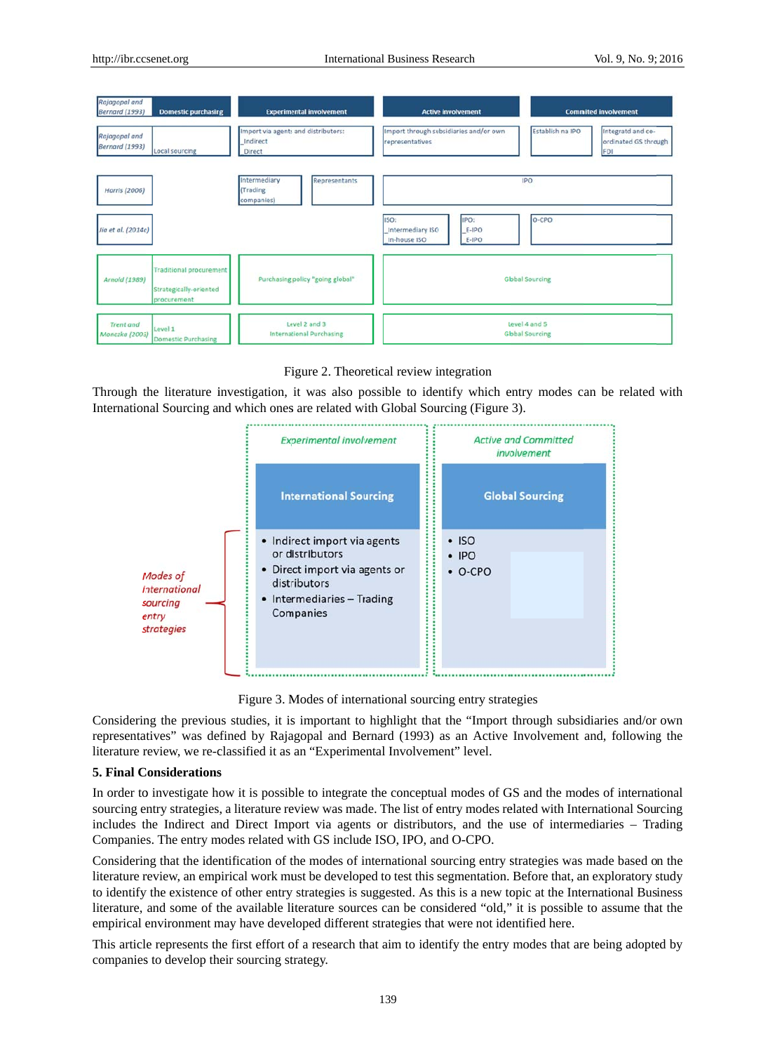| Rajagopal and Bernard (1993) | Domestic purchasing | Experimental involvement | | Active involvement | | Commited involvement | |
|---|---|---|---|---|---|---|---|
| Rajagopal and Bernard (1993) | Local sourcing | Import via agent and distributors: _Indirect _Direct | | Import through subsidiaries and/or own representatives | | Establish na IPO | Integratd and co-ordinated GS through FDI |
| Harris (2006) | | Intermediary (Trading companies) | Representants | IPO | | | |
| Jia et al. (2014c) | | | | ISO: _Intermediary ISO _In-house ISO | IPO: _E-IPO _E-IPO | O-CPO | |
| Arnold (1989) | Traditional procurement / Strategically-oriented procurement | Purchasing policy "going global" | | Global Sourcing | | | |
| Trent and Monczka (2003) | Level 1 Domestic Purchasing | Level 2 and 3 International Purchasing | | Level 4 and 5 Global Sourcing | | | |

Figure 2. Theoretical review integration

Through the literature investigation, it was also possible to identify which entry modes can be related with International Sourcing and which ones are related with Global Sourcing (Figure 3).

| Modes of international sourcing entry strategies | Experimental involvement | Active and Committed involvement |
|---|---|---|
| | **International Sourcing** | **Global Sourcing** |
| | • Indirect import via agents or distributors<br>• Direct import via agents or distributors<br>• Intermediaries – Trading Companies | • ISO<br>• IPO<br>• O-CPO |

Figure 3. Modes of international sourcing entry strategies

Considering the previous studies, it is important to highlight that the "Import through subsidiaries and/or own representatives" was defined by Rajagopal and Bernard (1993) as an Active Involvement and, following the literature review, we re-classified it as an "Experimental Involvement" level.

## 5. Final Considerations

In order to investigate how it is possible to integrate the conceptual modes of GS and the modes of international sourcing entry strategies, a literature review was made. The list of entry modes related with International Sourcing includes the Indirect and Direct Import via agents or distributors, and the use of intermediaries – Trading Companies. The entry modes related with GS include ISO, IPO, and O-CPO.

Considering that the identification of the modes of international sourcing entry strategies was made based on the literature review, an empirical work must be developed to test this segmentation. Before that, an exploratory study to identify the existence of other entry strategies is suggested. As this is a new topic at the International Business literature, and some of the available literature sources can be considered "old," it is possible to assume that the empirical environment may have developed different strategies that were not identified here.

This article represents the first effort of a research that aim to identify the entry modes that are being adopted by companies to develop their sourcing strategy.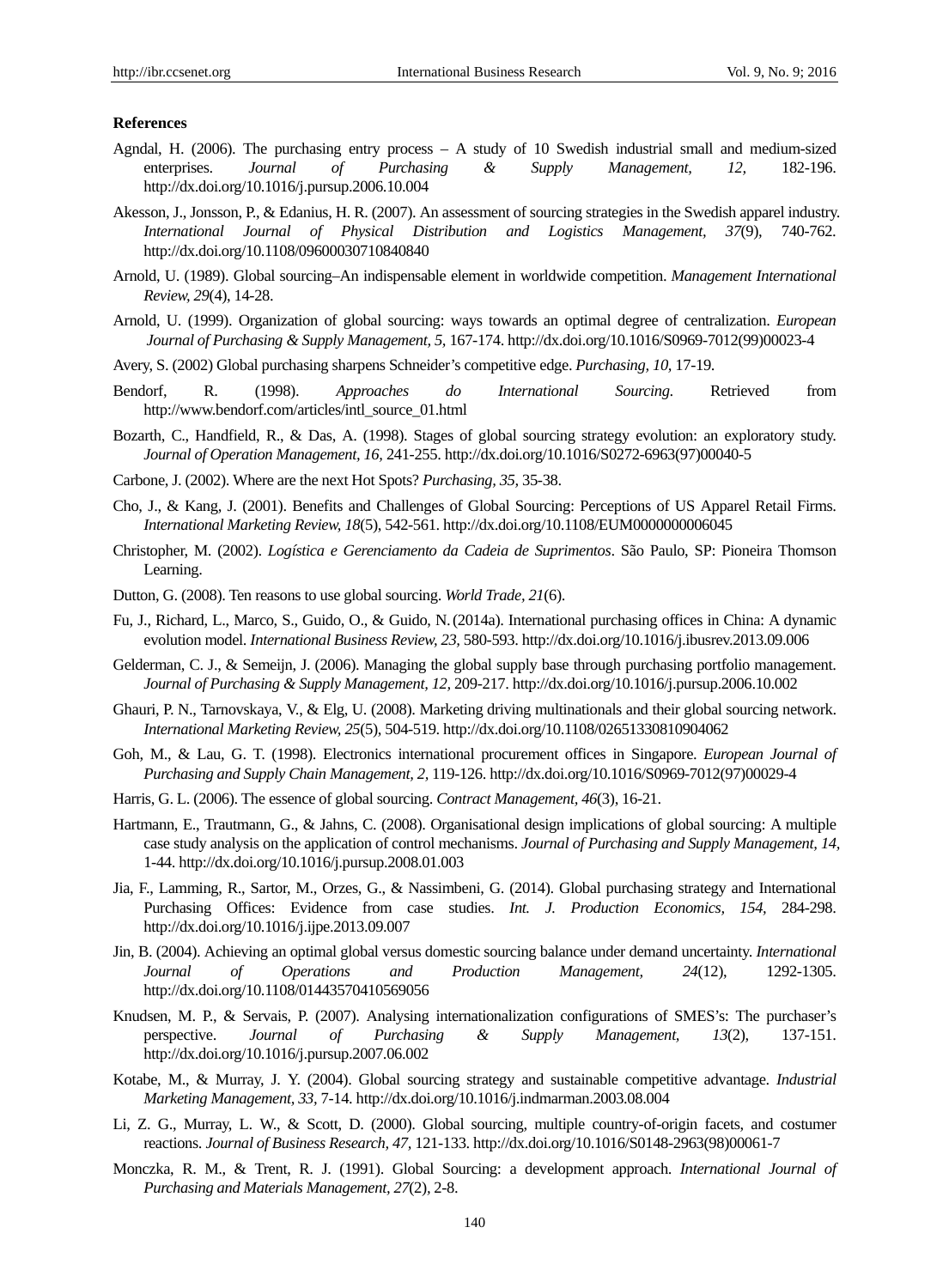**References**

Agndal, H. (2006). The purchasing entry process – A study of 10 Swedish industrial small and medium-sized enterprises. *Journal of Purchasing & Supply Management, 12,* 182-196. http://dx.doi.org/10.1016/j.pursup.2006.10.004

Akesson, J., Jonsson, P., & Edanius, H. R. (2007). An assessment of sourcing strategies in the Swedish apparel industry. *International Journal of Physical Distribution and Logistics Management, 37*(9), 740-762. http://dx.doi.org/10.1108/09600030710840840

Arnold, U. (1989). Global sourcing–An indispensable element in worldwide competition. *Management International Review, 29*(4), 14-28.

Arnold, U. (1999). Organization of global sourcing: ways towards an optimal degree of centralization. *European Journal of Purchasing & Supply Management, 5*, 167-174. http://dx.doi.org/10.1016/S0969-7012(99)00023-4

Avery, S. (2002) Global purchasing sharpens Schneider's competitive edge. *Purchasing, 10,* 17-19.

Bendorf, R. (1998). *Approaches do International Sourcing.* Retrieved from http://www.bendorf.com/articles/intl_source_01.html

Bozarth, C., Handfield, R., & Das, A. (1998). Stages of global sourcing strategy evolution: an exploratory study. *Journal of Operation Management, 16,* 241-255. http://dx.doi.org/10.1016/S0272-6963(97)00040-5

Carbone, J. (2002). Where are the next Hot Spots? *Purchasing, 35,* 35-38.

Cho, J., & Kang, J. (2001). Benefits and Challenges of Global Sourcing: Perceptions of US Apparel Retail Firms. *International Marketing Review, 18*(5), 542-561. http://dx.doi.org/10.1108/EUM0000000006045

Christopher, M. (2002). *Logística e Gerenciamento da Cadeia de Suprimentos*. São Paulo, SP: Pioneira Thomson Learning.

Dutton, G. (2008). Ten reasons to use global sourcing. *World Trade, 21*(6).

Fu, J., Richard, L., Marco, S., Guido, O., & Guido, N. (2014a). International purchasing offices in China: A dynamic evolution model. *International Business Review, 23,* 580-593. http://dx.doi.org/10.1016/j.ibusrev.2013.09.006

Gelderman, C. J., & Semeijn, J. (2006). Managing the global supply base through purchasing portfolio management. *Journal of Purchasing & Supply Management, 12,* 209-217. http://dx.doi.org/10.1016/j.pursup.2006.10.002

Ghauri, P. N., Tarnovskaya, V., & Elg, U. (2008). Marketing driving multinationals and their global sourcing network. *International Marketing Review, 25*(5), 504-519. http://dx.doi.org/10.1108/02651330810904062

Goh, M., & Lau, G. T. (1998). Electronics international procurement offices in Singapore. *European Journal of Purchasing and Supply Chain Management, 2,* 119-126. http://dx.doi.org/10.1016/S0969-7012(97)00029-4

Harris, G. L. (2006). The essence of global sourcing. *Contract Management, 46*(3), 16-21.

Hartmann, E., Trautmann, G., & Jahns, C. (2008). Organisational design implications of global sourcing: A multiple case study analysis on the application of control mechanisms. *Journal of Purchasing and Supply Management, 14,* 1-44. http://dx.doi.org/10.1016/j.pursup.2008.01.003

Jia, F., Lamming, R., Sartor, M., Orzes, G., & Nassimbeni, G. (2014). Global purchasing strategy and International Purchasing Offices: Evidence from case studies. *Int. J. Production Economics, 154,* 284-298. http://dx.doi.org/10.1016/j.ijpe.2013.09.007

Jin, B. (2004). Achieving an optimal global versus domestic sourcing balance under demand uncertainty. *International Journal of Operations and Production Management, 24*(12), 1292-1305. http://dx.doi.org/10.1108/01443570410569056

Knudsen, M. P., & Servais, P. (2007). Analysing internationalization configurations of SMES's: The purchaser's perspective. *Journal of Purchasing & Supply Management, 13*(2), 137-151. http://dx.doi.org/10.1016/j.pursup.2007.06.002

Kotabe, M., & Murray, J. Y. (2004). Global sourcing strategy and sustainable competitive advantage. *Industrial Marketing Management, 33,* 7-14. http://dx.doi.org/10.1016/j.indmarman.2003.08.004

Li, Z. G., Murray, L. W., & Scott, D. (2000). Global sourcing, multiple country-of-origin facets, and costumer reactions. *Journal of Business Research, 47,* 121-133. http://dx.doi.org/10.1016/S0148-2963(98)00061-7

Monczka, R. M., & Trent, R. J. (1991). Global Sourcing: a development approach. *International Journal of Purchasing and Materials Management, 27*(2), 2-8.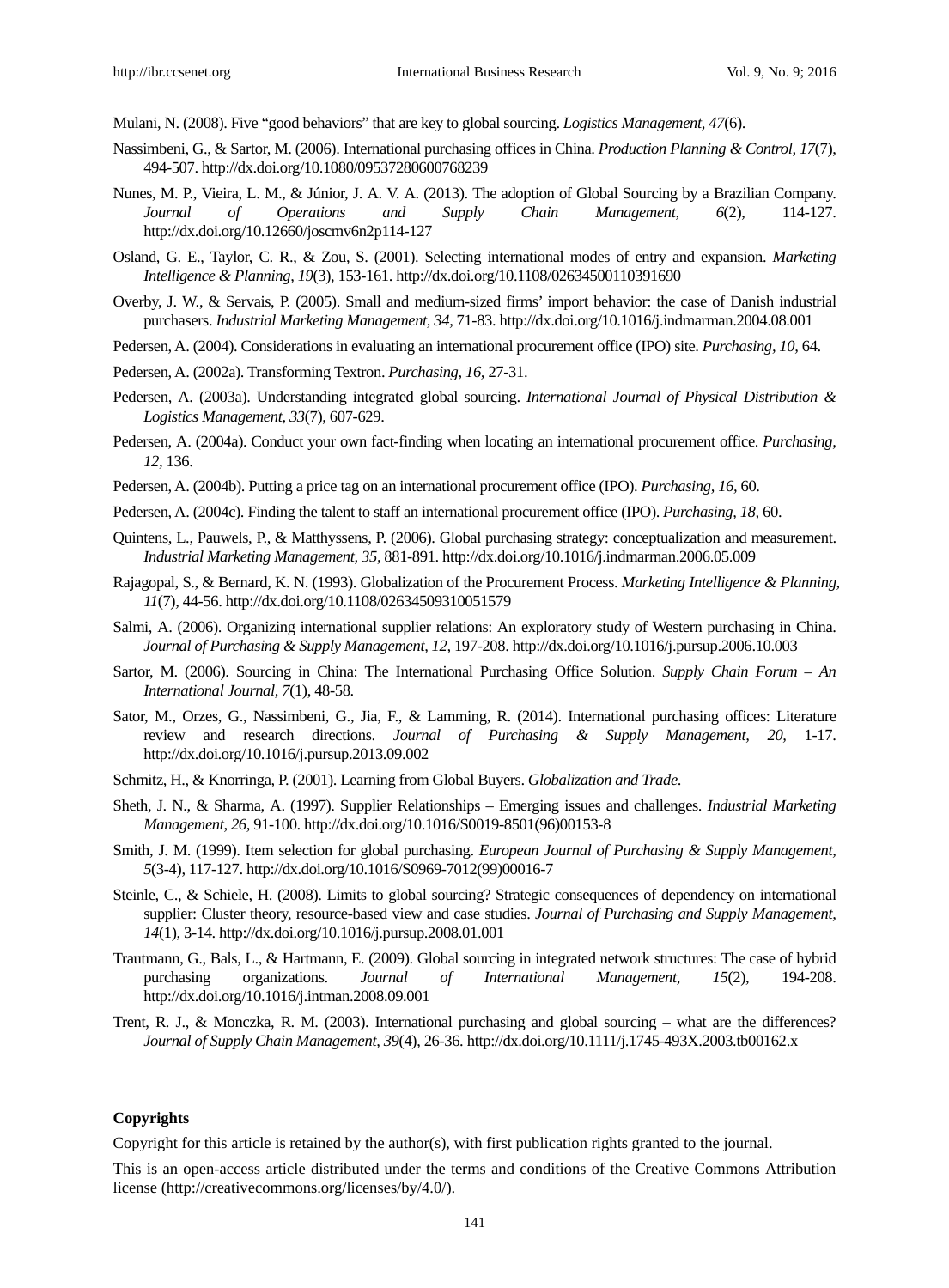Mulani, N. (2008). Five "good behaviors" that are key to global sourcing. *Logistics Management, 47*(6).

Nassimbeni, G., & Sartor, M. (2006). International purchasing offices in China. *Production Planning & Control, 17*(7), 494-507. http://dx.doi.org/10.1080/09537280600768239

Nunes, M. P., Vieira, L. M., & Júnior, J. A. V. A. (2013). The adoption of Global Sourcing by a Brazilian Company. *Journal of Operations and Supply Chain Management, 6*(2), 114-127. http://dx.doi.org/10.12660/joscmv6n2p114-127

Osland, G. E., Taylor, C. R., & Zou, S. (2001). Selecting international modes of entry and expansion. *Marketing Intelligence & Planning, 19*(3), 153-161. http://dx.doi.org/10.1108/02634500110391690

Overby, J. W., & Servais, P. (2005). Small and medium-sized firms' import behavior: the case of Danish industrial purchasers. *Industrial Marketing Management, 34*, 71-83. http://dx.doi.org/10.1016/j.indmarman.2004.08.001

Pedersen, A. (2004). Considerations in evaluating an international procurement office (IPO) site. *Purchasing, 10,* 64.

Pedersen, A. (2002a). Transforming Textron. *Purchasing, 16,* 27-31.

Pedersen, A. (2003a). Understanding integrated global sourcing. *International Journal of Physical Distribution & Logistics Management, 33*(7), 607-629.

Pedersen, A. (2004a). Conduct your own fact-finding when locating an international procurement office. *Purchasing, 12,* 136.

Pedersen, A. (2004b). Putting a price tag on an international procurement office (IPO). *Purchasing, 16,* 60.

Pedersen, A. (2004c). Finding the talent to staff an international procurement office (IPO). *Purchasing, 18,* 60.

Quintens, L., Pauwels, P., & Matthyssens, P. (2006). Global purchasing strategy: conceptualization and measurement. *Industrial Marketing Management, 35,* 881-891. http://dx.doi.org/10.1016/j.indmarman.2006.05.009

Rajagopal, S., & Bernard, K. N. (1993). Globalization of the Procurement Process. *Marketing Intelligence & Planning, 11*(7), 44-56. http://dx.doi.org/10.1108/02634509310051579

Salmi, A. (2006). Organizing international supplier relations: An exploratory study of Western purchasing in China. *Journal of Purchasing & Supply Management, 12,* 197-208. http://dx.doi.org/10.1016/j.pursup.2006.10.003

Sartor, M. (2006). Sourcing in China: The International Purchasing Office Solution. *Supply Chain Forum – An International Journal, 7*(1), 48-58.

Sator, M., Orzes, G., Nassimbeni, G., Jia, F., & Lamming, R. (2014). International purchasing offices: Literature review and research directions. *Journal of Purchasing & Supply Management, 20,* 1-17. http://dx.doi.org/10.1016/j.pursup.2013.09.002

Schmitz, H., & Knorringa, P. (2001). Learning from Global Buyers. *Globalization and Trade*.

Sheth, J. N., & Sharma, A. (1997). Supplier Relationships – Emerging issues and challenges. *Industrial Marketing Management, 26,* 91-100. http://dx.doi.org/10.1016/S0019-8501(96)00153-8

Smith, J. M. (1999). Item selection for global purchasing. *European Journal of Purchasing & Supply Management, 5*(3-4), 117-127. http://dx.doi.org/10.1016/S0969-7012(99)00016-7

Steinle, C., & Schiele, H. (2008). Limits to global sourcing? Strategic consequences of dependency on international supplier: Cluster theory, resource-based view and case studies. *Journal of Purchasing and Supply Management, 14*(1), 3-14. http://dx.doi.org/10.1016/j.pursup.2008.01.001

Trautmann, G., Bals, L., & Hartmann, E. (2009). Global sourcing in integrated network structures: The case of hybrid purchasing organizations. *Journal of International Management, 15*(2), 194-208. http://dx.doi.org/10.1016/j.intman.2008.09.001

Trent, R. J., & Monczka, R. M. (2003). International purchasing and global sourcing – what are the differences? *Journal of Supply Chain Management, 39*(4), 26-36. http://dx.doi.org/10.1111/j.1745-493X.2003.tb00162.x

**Copyrights**

Copyright for this article is retained by the author(s), with first publication rights granted to the journal.

This is an open-access article distributed under the terms and conditions of the Creative Commons Attribution license (http://creativecommons.org/licenses/by/4.0/).